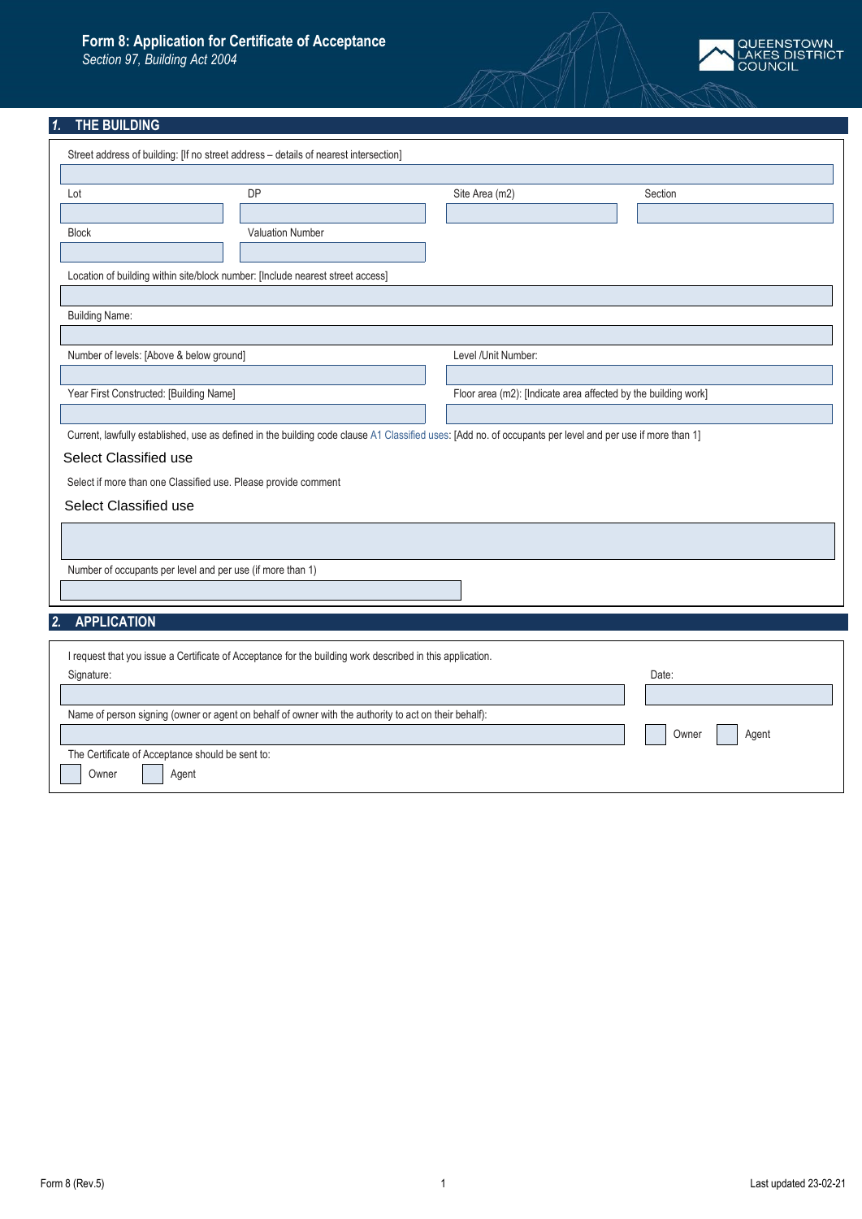# Form 8: Application for Certificate of Acceptance

*Section 97, Building Act 2004*

QUEENSTOWN LAKES DISTRICT COUNCIL

## 1. THE BUILDING

Street address of building: [If no street address – details of nearest intersection]

Lot

DP

Site Area (m2)

Section

Block

Valuation Number

Location of building within site/block number: [Include nearest street access]

Building Name:

Number of levels: [Above & below ground]

Level /Unit Number:

Year First Constructed: [Building Name]

Floor area (m2): [Indicate area affected by the building work]

Current, lawfully established, use as defined in the building code clause A1 Classified uses: [Add no. of occupants per level and per use if more than 1]

Select Classified use

Select if more than one Classified use. Please provide comment

Select Classified use

Number of occupants per level and per use (if more than 1)

## 2. APPLICATION

I request that you issue a Certificate of Acceptance for the building work described in this application.

Signature:

Date:

Name of person signing (owner or agent on behalf of owner with the authority to act on their behalf):

☐ Owner ☐ Agent

The Certificate of Acceptance should be sent to:

☐ Owner ☐ Agent

Form 8 (Rev.5)

Last updated 23-02-21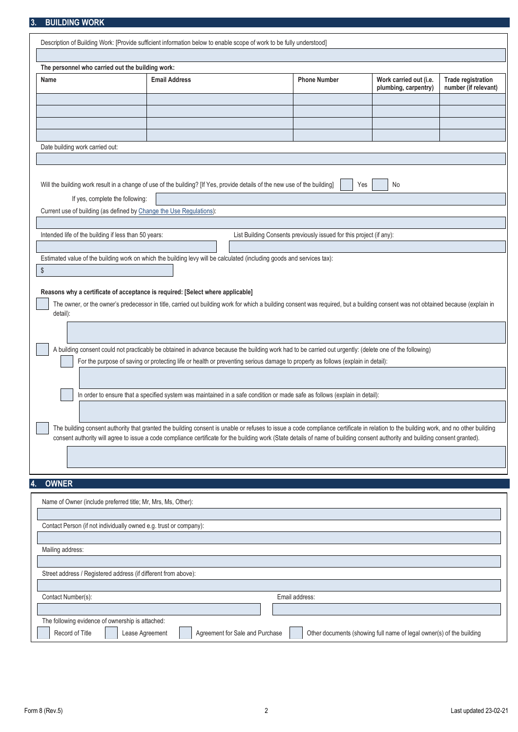## 3. BUILDING WORK

Description of Building Work: [Provide sufficient information below to enable scope of work to be fully understood]

**The personnel who carried out the building work:**

| Name | Email Address | Phone Number | Work carried out (i.e. plumbing, carpentry) | Trade registration number (if relevant) |
|---|---|---|---|---|
| | | | | |
| | | | | |
| | | | | |
| | | | | |

Date building work carried out:

Will the building work result in a change of use of the building? [If Yes, provide details of the new use of the building] ☐ Yes ☐ No

If yes, complete the following:

Current use of building (as defined by Change the Use Regulations):

Intended life of the building if less than 50 years:

List Building Consents previously issued for this project (if any):

Estimated value of the building work on which the building levy will be calculated (including goods and services tax):

$

**Reasons why a certificate of acceptance is required: [Select where applicable]**

☐ The owner, or the owner's predecessor in title, carried out building work for which a building consent was required, but a building consent was not obtained because (explain in detail):

☐ A building consent could not practicably be obtained in advance because the building work had to be carried out urgently: (delete one of the following)

- ☐ For the purpose of saving or protecting life or health or preventing serious damage to property as follows (explain in detail):
- ☐ In order to ensure that a specified system was maintained in a safe condition or made safe as follows (explain in detail):

☐ The building consent authority that granted the building consent is unable or refuses to issue a code compliance certificate in relation to the building work, and no other building consent authority will agree to issue a code compliance certificate for the building work (State details of name of building consent authority and building consent granted).

## 4. OWNER

Name of Owner (include preferred title; Mr, Mrs, Ms, Other):

Contact Person (if not individually owned e.g. trust or company):

Mailing address:

Street address / Registered address (if different from above):

Contact Number(s):

Email address:

The following evidence of ownership is attached:

☐ Record of Title ☐ Lease Agreement ☐ Agreement for Sale and Purchase ☐ Other documents (showing full name of legal owner(s) of the building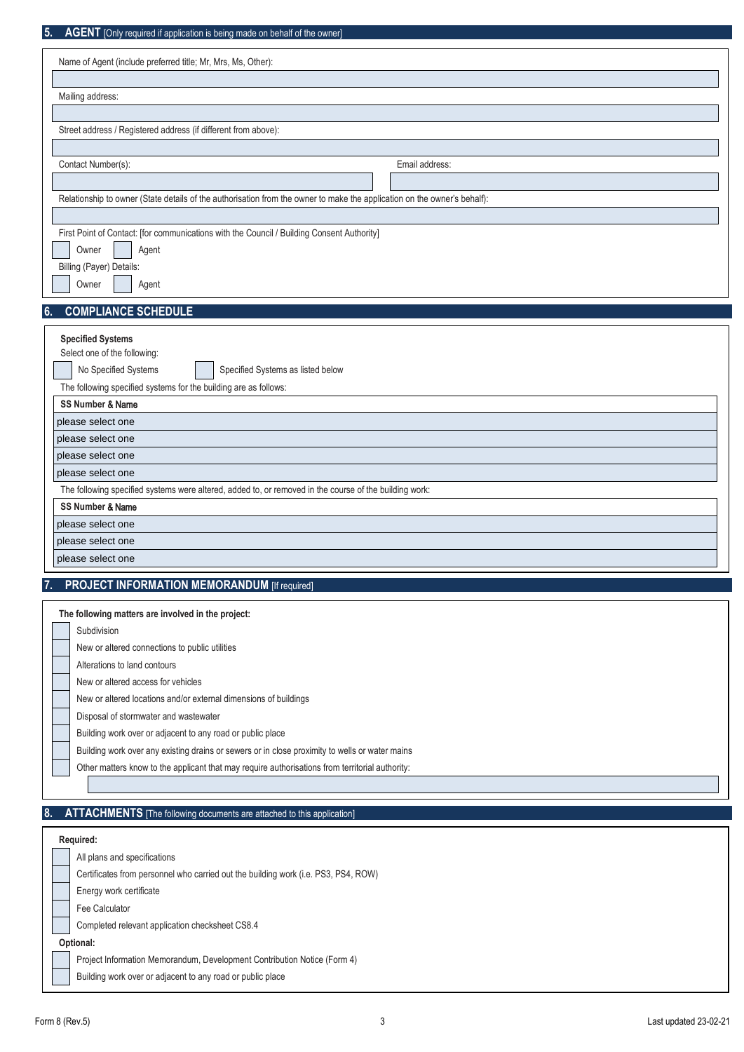## 5. AGENT [Only required if application is being made on behalf of the owner]

Name of Agent (include preferred title; Mr, Mrs, Ms, Other):

Mailing address:

Street address / Registered address (if different from above):

Contact Number(s):

Email address:

Relationship to owner (State details of the authorisation from the owner to make the application on the owner's behalf):

First Point of Contact: [for communications with the Council / Building Consent Authority]

- [ ] Owner
- [ ] Agent

Billing (Payer) Details:

- [ ] Owner
- [ ] Agent

## 6. COMPLIANCE SCHEDULE

**Specified Systems**

Select one of the following:

- [ ] No Specified Systems
- [ ] Specified Systems as listed below

The following specified systems for the building are as follows:

| SS Number & Name |
|---|
| please select one |
| please select one |
| please select one |
| please select one |

The following specified systems were altered, added to, or removed in the course of the building work:

| SS Number & Name |
|---|
| please select one |
| please select one |
| please select one |

## 7. PROJECT INFORMATION MEMORANDUM [If required]

**The following matters are involved in the project:**

- [ ] Subdivision
- [ ] New or altered connections to public utilities
- [ ] Alterations to land contours
- [ ] New or altered access for vehicles
- [ ] New or altered locations and/or external dimensions of buildings
- [ ] Disposal of stormwater and wastewater
- [ ] Building work over or adjacent to any road or public place
- [ ] Building work over any existing drains or sewers or in close proximity to wells or water mains
- [ ] Other matters know to the applicant that may require authorisations from territorial authority:

## 8. ATTACHMENTS [The following documents are attached to this application]

**Required:**

- [ ] All plans and specifications
- [ ] Certificates from personnel who carried out the building work (i.e. PS3, PS4, ROW)
- [ ] Energy work certificate
- [ ] Fee Calculator
- [ ] Completed relevant application checksheet CS8.4

**Optional:**

- [ ] Project Information Memorandum, Development Contribution Notice (Form 4)
- [ ] Building work over or adjacent to any road or public place